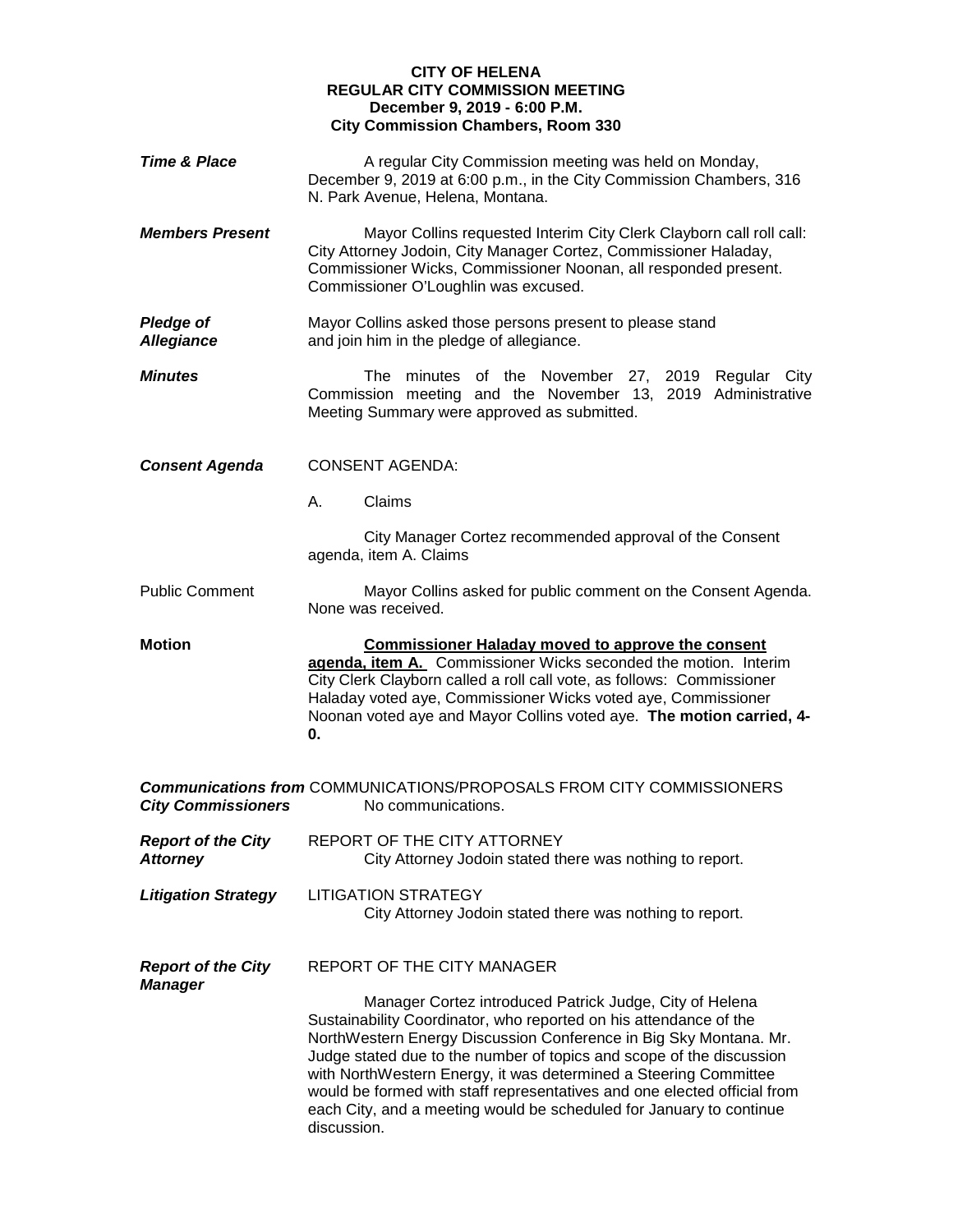**CITY OF HELENA**
**REGULAR CITY COMMISSION MEETING**
**December 9, 2019 - 6:00 P.M.**
**City Commission Chambers, Room 330**

***Time & Place***

A regular City Commission meeting was held on Monday, December 9, 2019 at 6:00 p.m., in the City Commission Chambers, 316 N. Park Avenue, Helena, Montana.

***Members Present***

Mayor Collins requested Interim City Clerk Clayborn call roll call: City Attorney Jodoin, City Manager Cortez, Commissioner Haladay, Commissioner Wicks, Commissioner Noonan, all responded present. Commissioner O'Loughlin was excused.

***Pledge of Allegiance***

Mayor Collins asked those persons present to please stand and join him in the pledge of allegiance.

***Minutes***

The minutes of the November 27, 2019 Regular City Commission meeting and the November 13, 2019 Administrative Meeting Summary were approved as submitted.

***Consent Agenda***

CONSENT AGENDA:

A. Claims

City Manager Cortez recommended approval of the Consent agenda, item A. Claims

Public Comment

Mayor Collins asked for public comment on the Consent Agenda. None was received.

**Motion**

**Commissioner Haladay moved to approve the consent agenda, item A.** Commissioner Wicks seconded the motion. Interim City Clerk Clayborn called a roll call vote, as follows: Commissioner Haladay voted aye, Commissioner Wicks voted aye, Commissioner Noonan voted aye and Mayor Collins voted aye. **The motion carried, 4-0.**

***Communications from City Commissioners***

COMMUNICATIONS/PROPOSALS FROM CITY COMMISSIONERS

No communications.

***Report of the City Attorney***

REPORT OF THE CITY ATTORNEY

City Attorney Jodoin stated there was nothing to report.

***Litigation Strategy***

LITIGATION STRATEGY

City Attorney Jodoin stated there was nothing to report.

***Report of the City Manager***

REPORT OF THE CITY MANAGER

Manager Cortez introduced Patrick Judge, City of Helena Sustainability Coordinator, who reported on his attendance of the NorthWestern Energy Discussion Conference in Big Sky Montana. Mr. Judge stated due to the number of topics and scope of the discussion with NorthWestern Energy, it was determined a Steering Committee would be formed with staff representatives and one elected official from each City, and a meeting would be scheduled for January to continue discussion.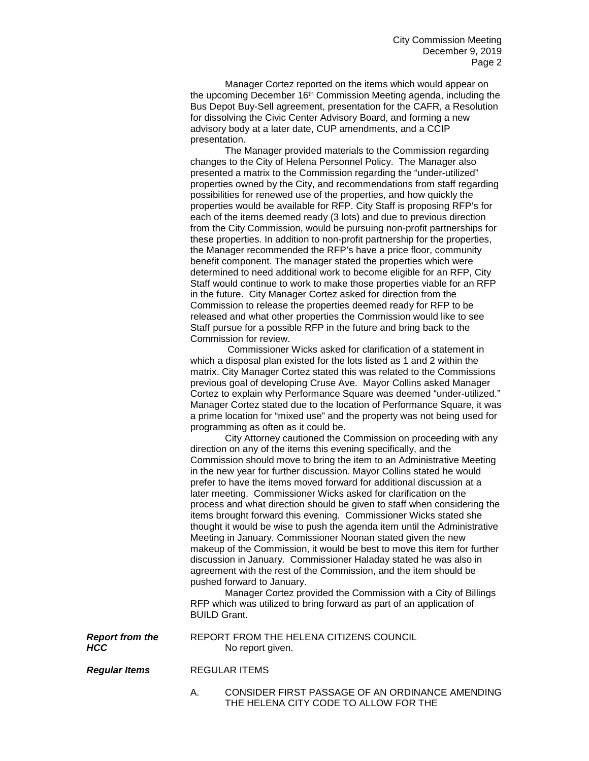Manager Cortez reported on the items which would appear on the upcoming December 16th Commission Meeting agenda, including the Bus Depot Buy-Sell agreement, presentation for the CAFR, a Resolution for dissolving the Civic Center Advisory Board, and forming a new advisory body at a later date, CUP amendments, and a CCIP presentation.

The Manager provided materials to the Commission regarding changes to the City of Helena Personnel Policy. The Manager also presented a matrix to the Commission regarding the "under-utilized" properties owned by the City, and recommendations from staff regarding possibilities for renewed use of the properties, and how quickly the properties would be available for RFP. City Staff is proposing RFP's for each of the items deemed ready (3 lots) and due to previous direction from the City Commission, would be pursuing non-profit partnerships for these properties. In addition to non-profit partnership for the properties, the Manager recommended the RFP's have a price floor, community benefit component. The manager stated the properties which were determined to need additional work to become eligible for an RFP, City Staff would continue to work to make those properties viable for an RFP in the future. City Manager Cortez asked for direction from the Commission to release the properties deemed ready for RFP to be released and what other properties the Commission would like to see Staff pursue for a possible RFP in the future and bring back to the Commission for review.

Commissioner Wicks asked for clarification of a statement in which a disposal plan existed for the lots listed as 1 and 2 within the matrix. City Manager Cortez stated this was related to the Commissions previous goal of developing Cruse Ave. Mayor Collins asked Manager Cortez to explain why Performance Square was deemed "under-utilized." Manager Cortez stated due to the location of Performance Square, it was a prime location for "mixed use" and the property was not being used for programming as often as it could be.

City Attorney cautioned the Commission on proceeding with any direction on any of the items this evening specifically, and the Commission should move to bring the item to an Administrative Meeting in the new year for further discussion. Mayor Collins stated he would prefer to have the items moved forward for additional discussion at a later meeting. Commissioner Wicks asked for clarification on the process and what direction should be given to staff when considering the items brought forward this evening. Commissioner Wicks stated she thought it would be wise to push the agenda item until the Administrative Meeting in January. Commissioner Noonan stated given the new makeup of the Commission, it would be best to move this item for further discussion in January. Commissioner Haladay stated he was also in agreement with the rest of the Commission, and the item should be pushed forward to January.

Manager Cortez provided the Commission with a City of Billings RFP which was utilized to bring forward as part of an application of BUILD Grant.

***Report from the HCC***

REPORT FROM THE HELENA CITIZENS COUNCIL

No report given.

***Regular Items***

REGULAR ITEMS

A. CONSIDER FIRST PASSAGE OF AN ORDINANCE AMENDING THE HELENA CITY CODE TO ALLOW FOR THE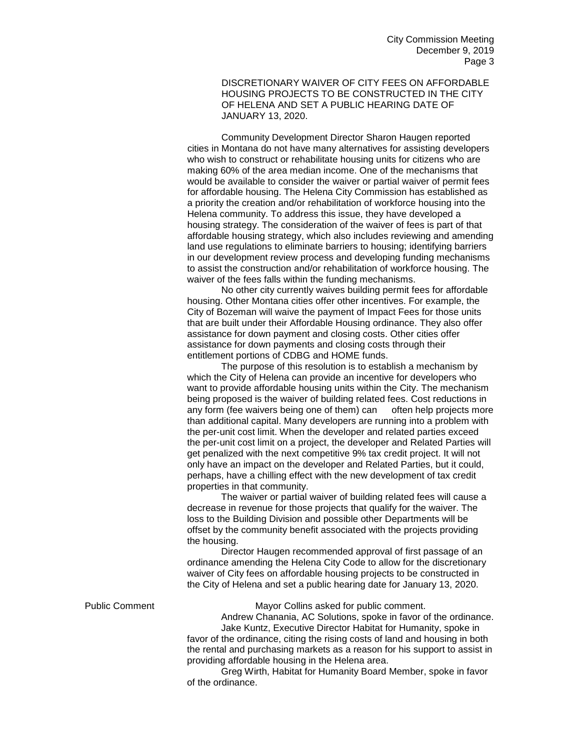DISCRETIONARY WAIVER OF CITY FEES ON AFFORDABLE HOUSING PROJECTS TO BE CONSTRUCTED IN THE CITY OF HELENA AND SET A PUBLIC HEARING DATE OF JANUARY 13, 2020.

Community Development Director Sharon Haugen reported cities in Montana do not have many alternatives for assisting developers who wish to construct or rehabilitate housing units for citizens who are making 60% of the area median income. One of the mechanisms that would be available to consider the waiver or partial waiver of permit fees for affordable housing. The Helena City Commission has established as a priority the creation and/or rehabilitation of workforce housing into the Helena community. To address this issue, they have developed a housing strategy. The consideration of the waiver of fees is part of that affordable housing strategy, which also includes reviewing and amending land use regulations to eliminate barriers to housing; identifying barriers in our development review process and developing funding mechanisms to assist the construction and/or rehabilitation of workforce housing. The waiver of the fees falls within the funding mechanisms.

No other city currently waives building permit fees for affordable housing. Other Montana cities offer other incentives. For example, the City of Bozeman will waive the payment of Impact Fees for those units that are built under their Affordable Housing ordinance. They also offer assistance for down payment and closing costs. Other cities offer assistance for down payments and closing costs through their entitlement portions of CDBG and HOME funds.

The purpose of this resolution is to establish a mechanism by which the City of Helena can provide an incentive for developers who want to provide affordable housing units within the City. The mechanism being proposed is the waiver of building related fees. Cost reductions in any form (fee waivers being one of them) can often help projects more than additional capital. Many developers are running into a problem with the per-unit cost limit. When the developer and related parties exceed the per-unit cost limit on a project, the developer and Related Parties will get penalized with the next competitive 9% tax credit project. It will not only have an impact on the developer and Related Parties, but it could, perhaps, have a chilling effect with the new development of tax credit properties in that community.

The waiver or partial waiver of building related fees will cause a decrease in revenue for those projects that qualify for the waiver. The loss to the Building Division and possible other Departments will be offset by the community benefit associated with the projects providing the housing.

Director Haugen recommended approval of first passage of an ordinance amending the Helena City Code to allow for the discretionary waiver of City fees on affordable housing projects to be constructed in the City of Helena and set a public hearing date for January 13, 2020.

**Public Comment**

Mayor Collins asked for public comment.

Andrew Chanania, AC Solutions, spoke in favor of the ordinance.

Jake Kuntz, Executive Director Habitat for Humanity, spoke in favor of the ordinance, citing the rising costs of land and housing in both the rental and purchasing markets as a reason for his support to assist in providing affordable housing in the Helena area.

Greg Wirth, Habitat for Humanity Board Member, spoke in favor of the ordinance.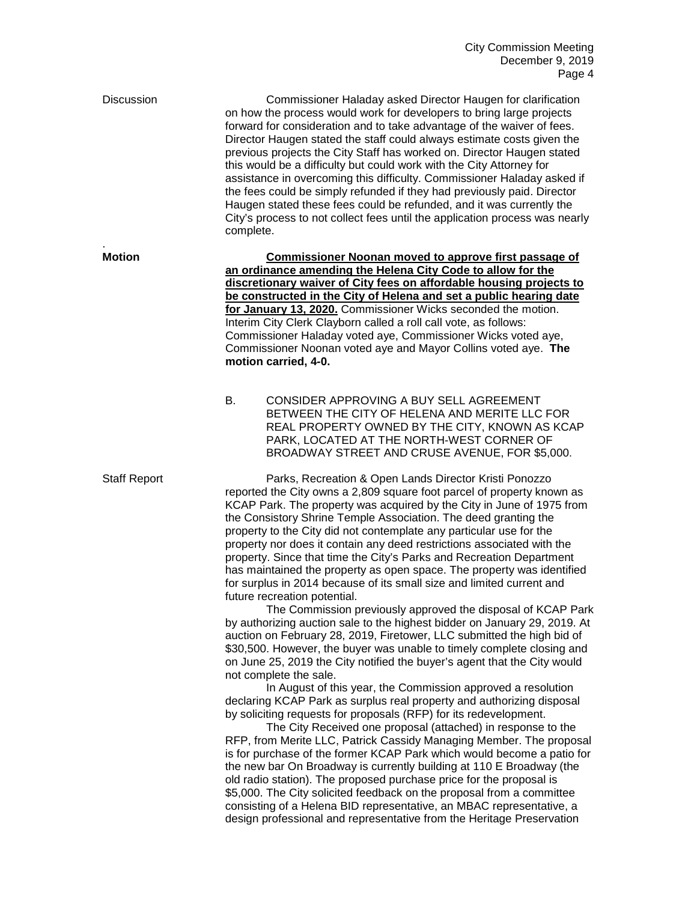**Discussion**

Commissioner Haladay asked Director Haugen for clarification on how the process would work for developers to bring large projects forward for consideration and to take advantage of the waiver of fees. Director Haugen stated the staff could always estimate costs given the previous projects the City Staff has worked on. Director Haugen stated this would be a difficulty but could work with the City Attorney for assistance in overcoming this difficulty. Commissioner Haladay asked if the fees could be simply refunded if they had previously paid. Director Haugen stated these fees could be refunded, and it was currently the City's process to not collect fees until the application process was nearly complete.

.

**Motion**

**Commissioner Noonan moved to approve first passage of an ordinance amending the Helena City Code to allow for the discretionary waiver of City fees on affordable housing projects to be constructed in the City of Helena and set a public hearing date for January 13, 2020.** Commissioner Wicks seconded the motion. Interim City Clerk Clayborn called a roll call vote, as follows: Commissioner Haladay voted aye, Commissioner Wicks voted aye, Commissioner Noonan voted aye and Mayor Collins voted aye. **The motion carried, 4-0.**

B. CONSIDER APPROVING A BUY SELL AGREEMENT BETWEEN THE CITY OF HELENA AND MERITE LLC FOR REAL PROPERTY OWNED BY THE CITY, KNOWN AS KCAP PARK, LOCATED AT THE NORTH-WEST CORNER OF BROADWAY STREET AND CRUSE AVENUE, FOR $5,000.

**Staff Report**

Parks, Recreation & Open Lands Director Kristi Ponozzo reported the City owns a 2,809 square foot parcel of property known as KCAP Park. The property was acquired by the City in June of 1975 from the Consistory Shrine Temple Association. The deed granting the property to the City did not contemplate any particular use for the property nor does it contain any deed restrictions associated with the property. Since that time the City's Parks and Recreation Department has maintained the property as open space. The property was identified for surplus in 2014 because of its small size and limited current and future recreation potential.

The Commission previously approved the disposal of KCAP Park by authorizing auction sale to the highest bidder on January 29, 2019. At auction on February 28, 2019, Firetower, LLC submitted the high bid of $30,500. However, the buyer was unable to timely complete closing and on June 25, 2019 the City notified the buyer's agent that the City would not complete the sale.

In August of this year, the Commission approved a resolution declaring KCAP Park as surplus real property and authorizing disposal by soliciting requests for proposals (RFP) for its redevelopment.

The City Received one proposal (attached) in response to the RFP, from Merite LLC, Patrick Cassidy Managing Member. The proposal is for purchase of the former KCAP Park which would become a patio for the new bar On Broadway is currently building at 110 E Broadway (the old radio station). The proposed purchase price for the proposal is $5,000. The City solicited feedback on the proposal from a committee consisting of a Helena BID representative, an MBAC representative, a design professional and representative from the Heritage Preservation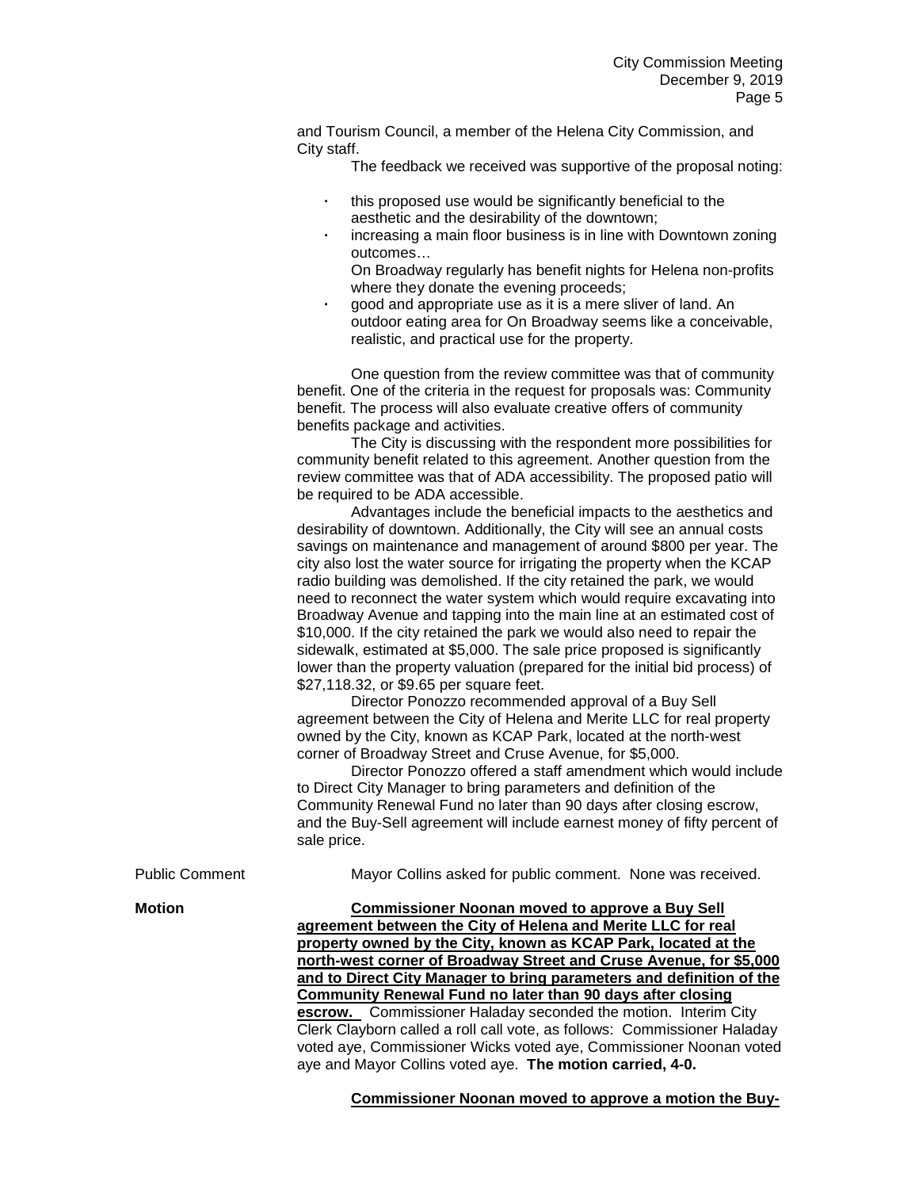and Tourism Council, a member of the Helena City Commission, and City staff.

The feedback we received was supportive of the proposal noting:

- this proposed use would be significantly beneficial to the aesthetic and the desirability of the downtown;
- increasing a main floor business is in line with Downtown zoning outcomes…
  On Broadway regularly has benefit nights for Helena non-profits where they donate the evening proceeds;
- good and appropriate use as it is a mere sliver of land. An outdoor eating area for On Broadway seems like a conceivable, realistic, and practical use for the property.

One question from the review committee was that of community benefit. One of the criteria in the request for proposals was: Community benefit. The process will also evaluate creative offers of community benefits package and activities.

The City is discussing with the respondent more possibilities for community benefit related to this agreement. Another question from the review committee was that of ADA accessibility. The proposed patio will be required to be ADA accessible.

Advantages include the beneficial impacts to the aesthetics and desirability of downtown. Additionally, the City will see an annual costs savings on maintenance and management of around $800 per year. The city also lost the water source for irrigating the property when the KCAP radio building was demolished. If the city retained the park, we would need to reconnect the water system which would require excavating into Broadway Avenue and tapping into the main line at an estimated cost of $10,000. If the city retained the park we would also need to repair the sidewalk, estimated at $5,000. The sale price proposed is significantly lower than the property valuation (prepared for the initial bid process) of $27,118.32, or $9.65 per square feet.

Director Ponozzo recommended approval of a Buy Sell agreement between the City of Helena and Merite LLC for real property owned by the City, known as KCAP Park, located at the north-west corner of Broadway Street and Cruse Avenue, for $5,000.

Director Ponozzo offered a staff amendment which would include to Direct City Manager to bring parameters and definition of the Community Renewal Fund no later than 90 days after closing escrow, and the Buy-Sell agreement will include earnest money of fifty percent of sale price.

Public Comment

Mayor Collins asked for public comment. None was received.

**Motion**

**Commissioner Noonan moved to approve a Buy Sell agreement between the City of Helena and Merite LLC for real property owned by the City, known as KCAP Park, located at the north-west corner of Broadway Street and Cruse Avenue, for $5,000 and to Direct City Manager to bring parameters and definition of the Community Renewal Fund no later than 90 days after closing escrow.** Commissioner Haladay seconded the motion. Interim City Clerk Clayborn called a roll call vote, as follows: Commissioner Haladay voted aye, Commissioner Wicks voted aye, Commissioner Noonan voted aye and Mayor Collins voted aye. **The motion carried, 4-0.**

**Commissioner Noonan moved to approve a motion the Buy-**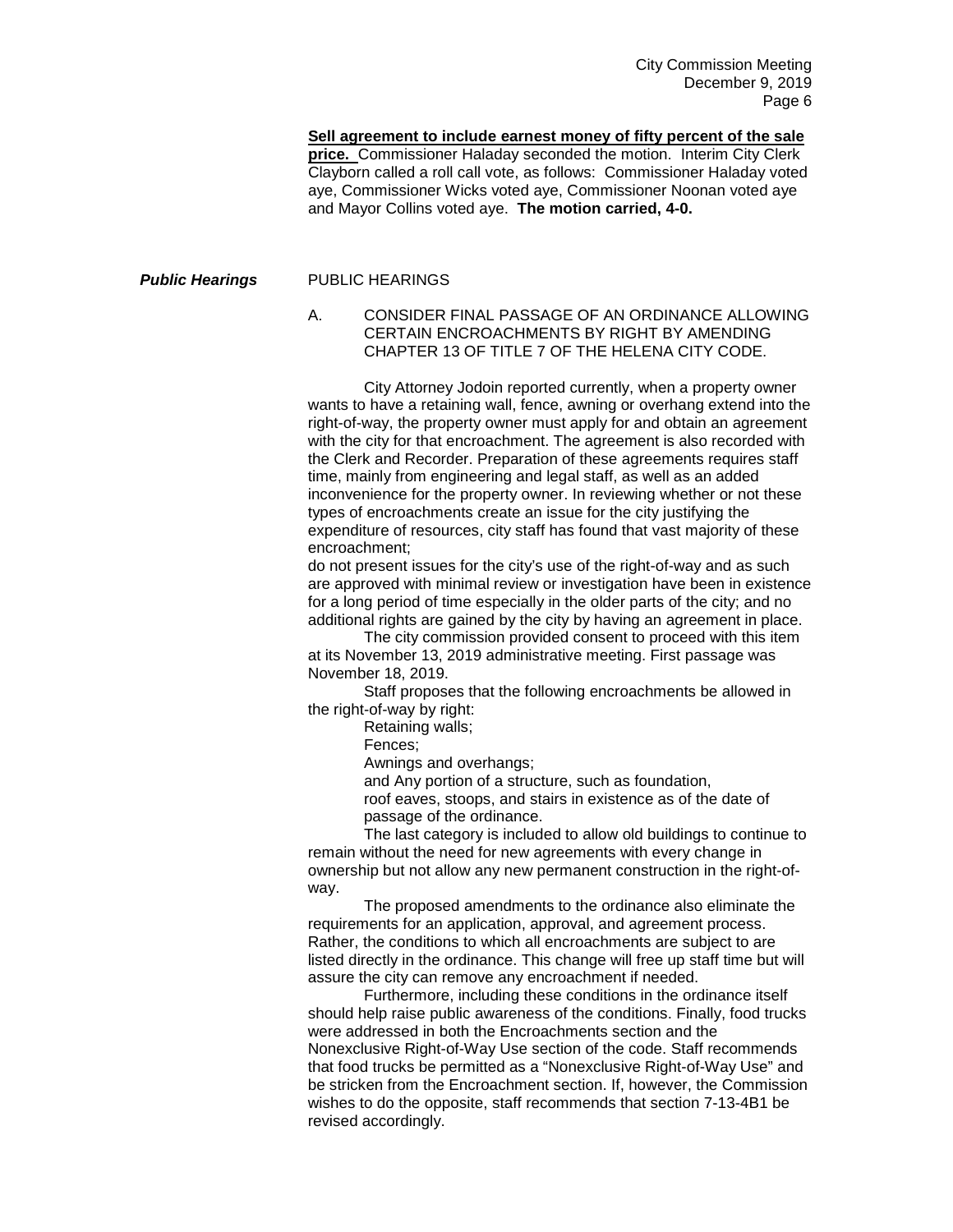**Sell agreement to include earnest money of fifty percent of the sale price.** Commissioner Haladay seconded the motion. Interim City Clerk Clayborn called a roll call vote, as follows: Commissioner Haladay voted aye, Commissioner Wicks voted aye, Commissioner Noonan voted aye and Mayor Collins voted aye. **The motion carried, 4-0.**

***Public Hearings*** PUBLIC HEARINGS

A. CONSIDER FINAL PASSAGE OF AN ORDINANCE ALLOWING CERTAIN ENCROACHMENTS BY RIGHT BY AMENDING CHAPTER 13 OF TITLE 7 OF THE HELENA CITY CODE.

City Attorney Jodoin reported currently, when a property owner wants to have a retaining wall, fence, awning or overhang extend into the right-of-way, the property owner must apply for and obtain an agreement with the city for that encroachment. The agreement is also recorded with the Clerk and Recorder. Preparation of these agreements requires staff time, mainly from engineering and legal staff, as well as an added inconvenience for the property owner. In reviewing whether or not these types of encroachments create an issue for the city justifying the expenditure of resources, city staff has found that vast majority of these encroachment;
do not present issues for the city's use of the right-of-way and as such are approved with minimal review or investigation have been in existence for a long period of time especially in the older parts of the city; and no additional rights are gained by the city by having an agreement in place.

The city commission provided consent to proceed with this item at its November 13, 2019 administrative meeting. First passage was November 18, 2019.

Staff proposes that the following encroachments be allowed in the right-of-way by right:

Retaining walls;
Fences;
Awnings and overhangs;
and Any portion of a structure, such as foundation, roof eaves, stoops, and stairs in existence as of the date of passage of the ordinance.

The last category is included to allow old buildings to continue to remain without the need for new agreements with every change in ownership but not allow any new permanent construction in the right-of-way.

The proposed amendments to the ordinance also eliminate the requirements for an application, approval, and agreement process. Rather, the conditions to which all encroachments are subject to are listed directly in the ordinance. This change will free up staff time but will assure the city can remove any encroachment if needed.

Furthermore, including these conditions in the ordinance itself should help raise public awareness of the conditions. Finally, food trucks were addressed in both the Encroachments section and the Nonexclusive Right-of-Way Use section of the code. Staff recommends that food trucks be permitted as a "Nonexclusive Right-of-Way Use" and be stricken from the Encroachment section. If, however, the Commission wishes to do the opposite, staff recommends that section 7-13-4B1 be revised accordingly.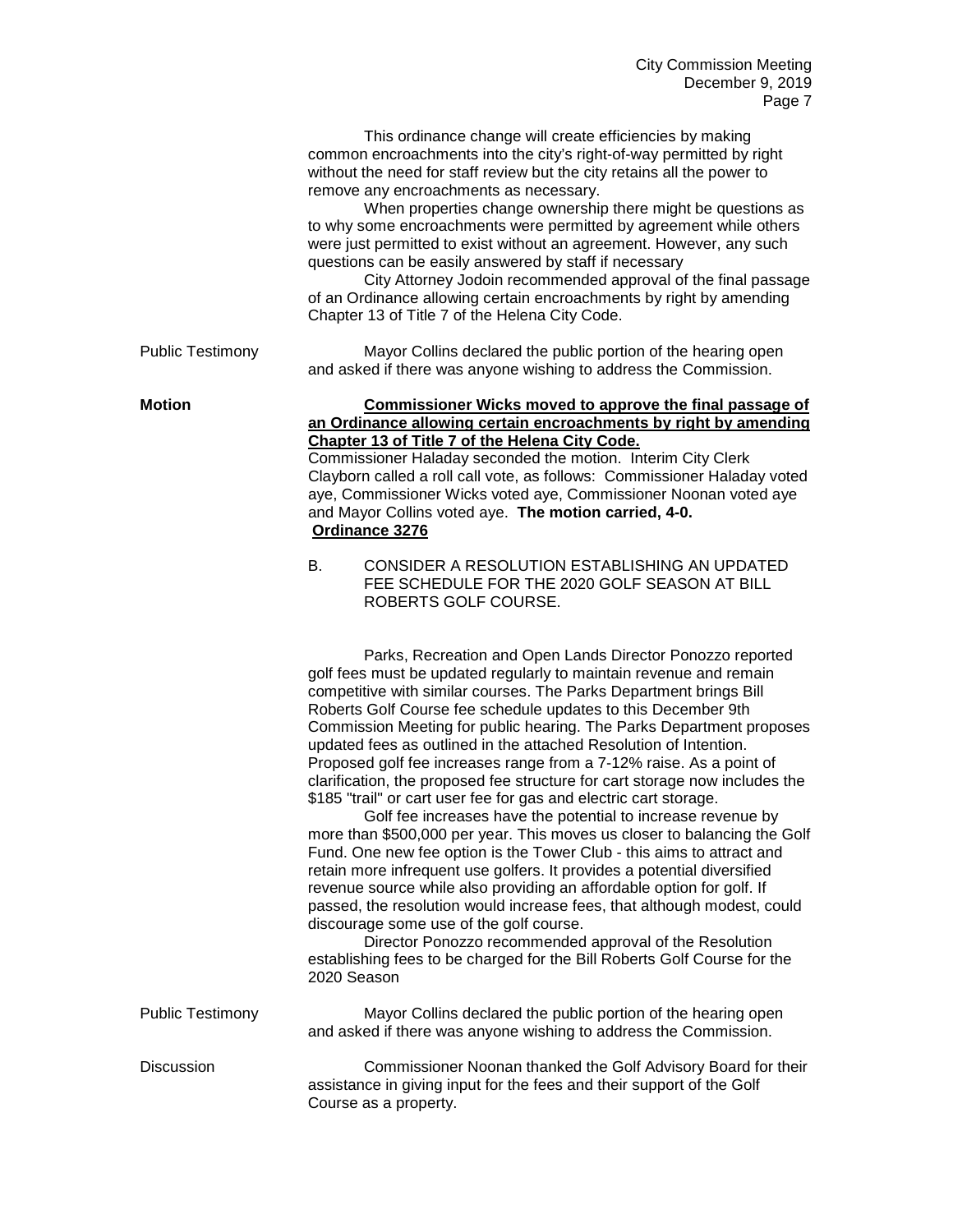This ordinance change will create efficiencies by making common encroachments into the city's right-of-way permitted by right without the need for staff review but the city retains all the power to remove any encroachments as necessary.

When properties change ownership there might be questions as to why some encroachments were permitted by agreement while others were just permitted to exist without an agreement. However, any such questions can be easily answered by staff if necessary

City Attorney Jodoin recommended approval of the final passage of an Ordinance allowing certain encroachments by right by amending Chapter 13 of Title 7 of the Helena City Code.

Public Testimony

Mayor Collins declared the public portion of the hearing open and asked if there was anyone wishing to address the Commission.

**Motion**

**Commissioner Wicks moved to approve the final passage of an Ordinance allowing certain encroachments by right by amending Chapter 13 of Title 7 of the Helena City Code.** Commissioner Haladay seconded the motion. Interim City Clerk Clayborn called a roll call vote, as follows: Commissioner Haladay voted aye, Commissioner Wicks voted aye, Commissioner Noonan voted aye and Mayor Collins voted aye. **The motion carried, 4-0.**
**Ordinance 3276**

B. CONSIDER A RESOLUTION ESTABLISHING AN UPDATED FEE SCHEDULE FOR THE 2020 GOLF SEASON AT BILL ROBERTS GOLF COURSE.

Parks, Recreation and Open Lands Director Ponozzo reported golf fees must be updated regularly to maintain revenue and remain competitive with similar courses. The Parks Department brings Bill Roberts Golf Course fee schedule updates to this December 9th Commission Meeting for public hearing. The Parks Department proposes updated fees as outlined in the attached Resolution of Intention. Proposed golf fee increases range from a 7-12% raise. As a point of clarification, the proposed fee structure for cart storage now includes the $185 "trail" or cart user fee for gas and electric cart storage.

Golf fee increases have the potential to increase revenue by more than $500,000 per year. This moves us closer to balancing the Golf Fund. One new fee option is the Tower Club - this aims to attract and retain more infrequent use golfers. It provides a potential diversified revenue source while also providing an affordable option for golf. If passed, the resolution would increase fees, that although modest, could discourage some use of the golf course.

Director Ponozzo recommended approval of the Resolution establishing fees to be charged for the Bill Roberts Golf Course for the 2020 Season

Public Testimony

Mayor Collins declared the public portion of the hearing open and asked if there was anyone wishing to address the Commission.

Discussion

Commissioner Noonan thanked the Golf Advisory Board for their assistance in giving input for the fees and their support of the Golf Course as a property.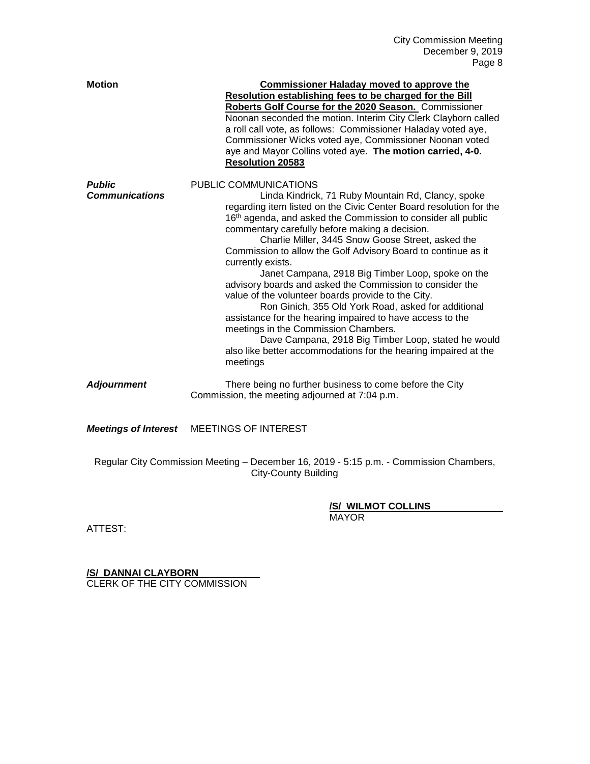**Motion** **Commissioner Haladay moved to approve the Resolution establishing fees to be charged for the Bill Roberts Golf Course for the 2020 Season.** Commissioner Noonan seconded the motion. Interim City Clerk Clayborn called a roll call vote, as follows: Commissioner Haladay voted aye, Commissioner Wicks voted aye, Commissioner Noonan voted aye and Mayor Collins voted aye. **The motion carried, 4-0. Resolution 20583**

***Public Communications*** PUBLIC COMMUNICATIONS

Linda Kindrick, 71 Ruby Mountain Rd, Clancy, spoke regarding item listed on the Civic Center Board resolution for the 16th agenda, and asked the Commission to consider all public commentary carefully before making a decision.

Charlie Miller, 3445 Snow Goose Street, asked the Commission to allow the Golf Advisory Board to continue as it currently exists.

Janet Campana, 2918 Big Timber Loop, spoke on the advisory boards and asked the Commission to consider the value of the volunteer boards provide to the City.

Ron Ginich, 355 Old York Road, asked for additional assistance for the hearing impaired to have access to the meetings in the Commission Chambers.

Dave Campana, 2918 Big Timber Loop, stated he would also like better accommodations for the hearing impaired at the meetings

***Adjournment*** There being no further business to come before the City Commission, the meeting adjourned at 7:04 p.m.

***Meetings of Interest*** MEETINGS OF INTEREST

Regular City Commission Meeting – December 16, 2019 - 5:15 p.m. - Commission Chambers, City-County Building

**/S/ WILMOT COLLINS**
MAYOR

ATTEST:

**/S/ DANNAI CLAYBORN**
CLERK OF THE CITY COMMISSION